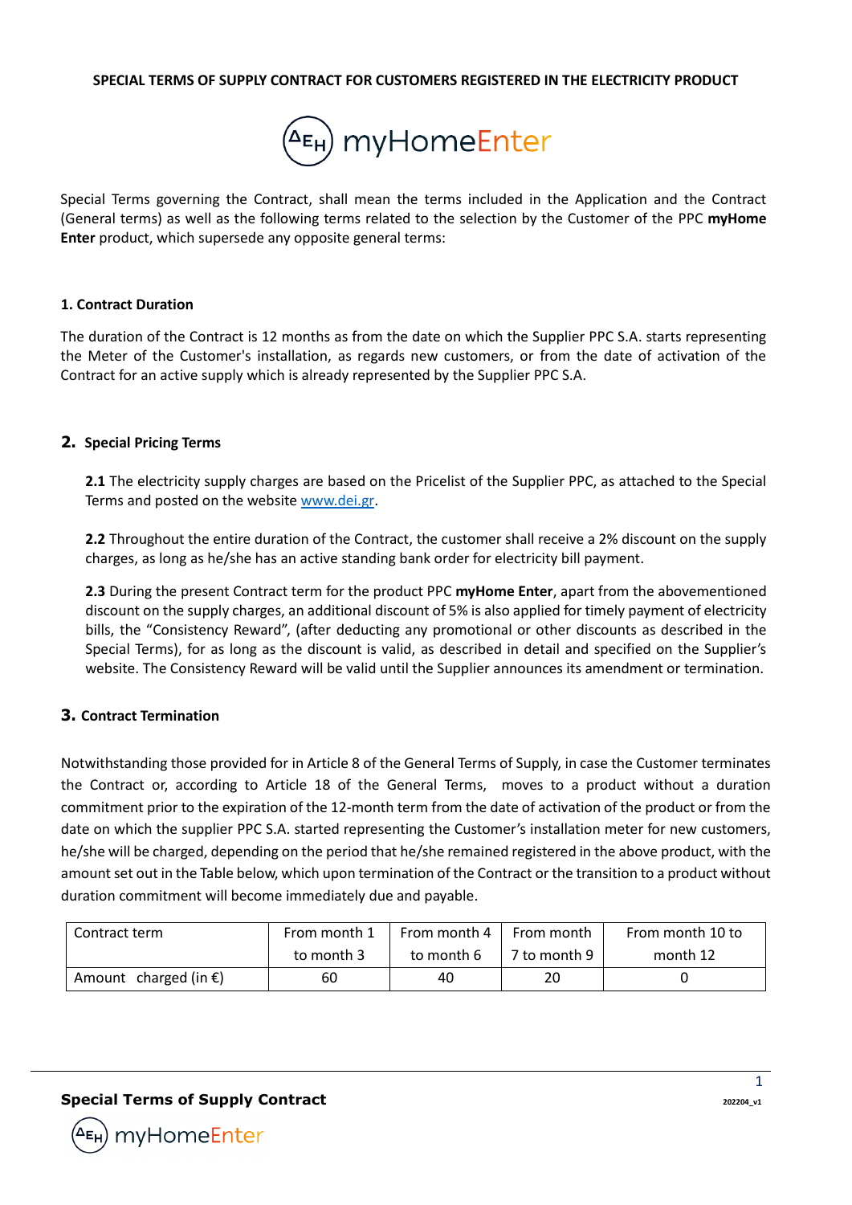# SPECIAL TERMS OF SUPPLY CONTRACT FOR CUSTOMERS REGISTERED IN THE ELECTRICITY PRODUCT

Special Terms governing the Contract, shall mean the terms included in the Application and the Contract (General terms) as well as the following terms related to the selection by the Customer of the PPC **myHome Enter** product, which supersede any opposite general terms:

## 1. Contract Duration

The duration of the Contract is 12 months as from the date on which the Supplier PPC S.A. starts representing the Meter of the Customer's installation, as regards new customers, or from the date of activation of the Contract for an active supply which is already represented by the Supplier PPC S.A.

## 2. Special Pricing Terms

**2.1** The electricity supply charges are based on the Pricelist of the Supplier PPC, as attached to the Special Terms and posted on the website www.dei.gr.

**2.2** Throughout the entire duration of the Contract, the customer shall receive a 2% discount on the supply charges, as long as he/she has an active standing bank order for electricity bill payment.

**2.3** During the present Contract term for the product PPC **myHome Enter**, apart from the abovementioned discount on the supply charges, an additional discount of 5% is also applied for timely payment of electricity bills, the "Consistency Reward", (after deducting any promotional or other discounts as described in the Special Terms), for as long as the discount is valid, as described in detail and specified on the Supplier's website. The Consistency Reward will be valid until the Supplier announces its amendment or termination.

## 3. Contract Termination

Notwithstanding those provided for in Article 8 of the General Terms of Supply, in case the Customer terminates the Contract or, according to Article 18 of the General Terms, moves to a product without a duration commitment prior to the expiration of the 12-month term from the date of activation of the product or from the date on which the supplier PPC S.A. started representing the Customer's installation meter for new customers, he/she will be charged, depending on the period that he/she remained registered in the above product, with the amount set out in the Table below, which upon termination of the Contract or the transition to a product without duration commitment will become immediately due and payable.

| Contract term | From month 1 to month 3 | From month 4 to month 6 | From month 7 to month 9 | From month 10 to month 12 |
|---|---|---|---|---|
| Amount charged (in €) | 60 | 40 | 20 | 0 |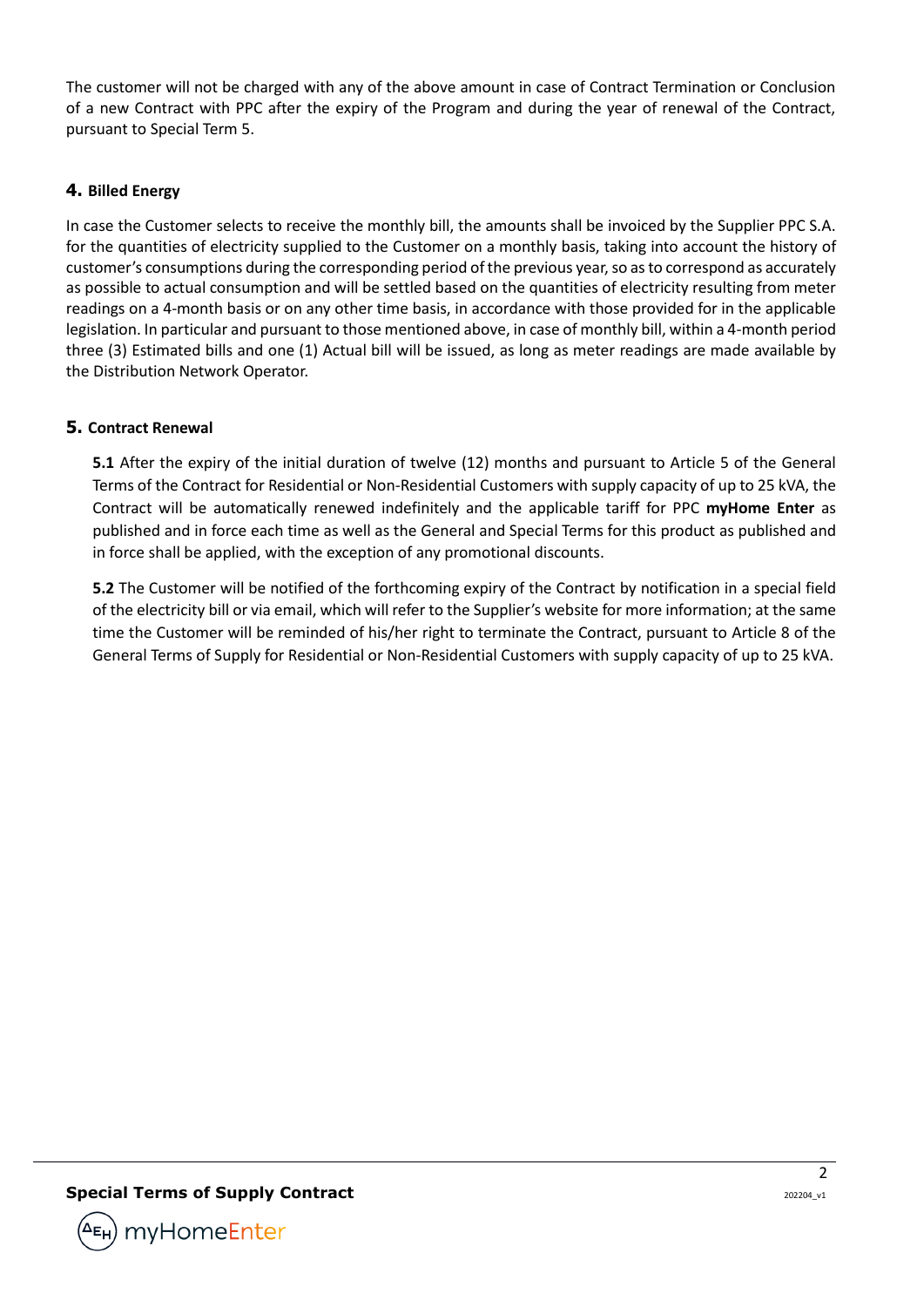The customer will not be charged with any of the above amount in case of Contract Termination or Conclusion of a new Contract with PPC after the expiry of the Program and during the year of renewal of the Contract, pursuant to Special Term 5.

## 4. Billed Energy

In case the Customer selects to receive the monthly bill, the amounts shall be invoiced by the Supplier PPC S.A. for the quantities of electricity supplied to the Customer on a monthly basis, taking into account the history of customer's consumptions during the corresponding period of the previous year, so as to correspond as accurately as possible to actual consumption and will be settled based on the quantities of electricity resulting from meter readings on a 4-month basis or on any other time basis, in accordance with those provided for in the applicable legislation. In particular and pursuant to those mentioned above, in case of monthly bill, within a 4-month period three (3) Estimated bills and one (1) Actual bill will be issued, as long as meter readings are made available by the Distribution Network Operator.

## 5. Contract Renewal

**5.1** After the expiry of the initial duration of twelve (12) months and pursuant to Article 5 of the General Terms of the Contract for Residential or Non-Residential Customers with supply capacity of up to 25 kVA, the Contract will be automatically renewed indefinitely and the applicable tariff for PPC **myHome Enter** as published and in force each time as well as the General and Special Terms for this product as published and in force shall be applied, with the exception of any promotional discounts.

**5.2** The Customer will be notified of the forthcoming expiry of the Contract by notification in a special field of the electricity bill or via email, which will refer to the Supplier's website for more information; at the same time the Customer will be reminded of his/her right to terminate the Contract, pursuant to Article 8 of the General Terms of Supply for Residential or Non-Residential Customers with supply capacity of up to 25 kVA.